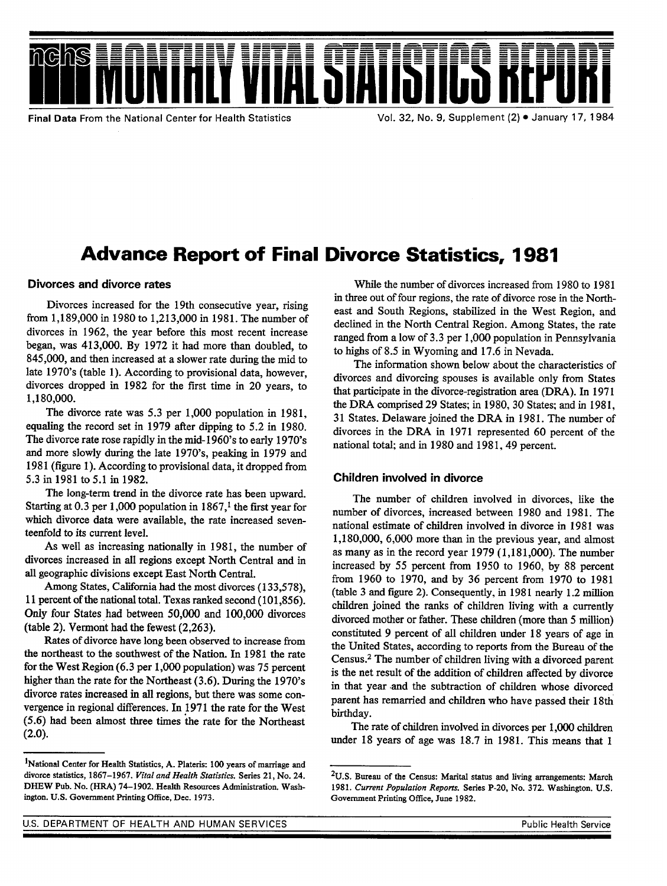# Monthly Vital Statistics Report

Final Data From the National Center for Health Statistics

Vol. 32, No. 9, Supplement (2) • January 17, 1984

# Advance Report of Final Divorce Statistics, 1981

## Divorces and divorce rates

Divorces increased for the 19th consecutive year, rising from 1,189,000 in 1980 to 1,213,000 in 1981. The number of divorces in 1962, the year before this most recent increase began, was 413,000. By 1972 it had more than doubled, to 845,000, and then increased at a slower rate during the mid to late 1970's (table 1). According to provisional data, however, divorces dropped in 1982 for the first time in 20 years, to 1,180,000.

The divorce rate was 5.3 per 1,000 population in 1981, equaling the record set in 1979 after dipping to 5.2 in 1980. The divorce rate rose rapidly in the mid-1960's to early 1970's and more slowly during the late 1970's, peaking in 1979 and 1981 (figure 1). According to provisional data, it dropped from 5.3 in 1981 to 5.1 in 1982.

The long-term trend in the divorce rate has been upward. Starting at 0.3 per 1,000 population in 1867,[1] the first year for which divorce data were available, the rate increased seventeenfold to its current level.

As well as increasing nationally in 1981, the number of divorces increased in all regions except North Central and in all geographic divisions except East North Central.

Among States, California had the most divorces (133,578), 11 percent of the national total. Texas ranked second (101,856). Only four States had between 50,000 and 100,000 divorces (table 2). Vermont had the fewest (2,263).

Rates of divorce have long been observed to increase from the northeast to the southwest of the Nation. In 1981 the rate for the West Region (6.3 per 1,000 population) was 75 percent higher than the rate for the Northeast (3.6). During the 1970's divorce rates increased in all regions, but there was some convergence in regional differences. In 1971 the rate for the West (5.6) had been almost three times the rate for the Northeast (2.0).

While the number of divorces increased from 1980 to 1981 in three out of four regions, the rate of divorce rose in the Northeast and South Regions, stabilized in the West Region, and declined in the North Central Region. Among States, the rate ranged from a low of 3.3 per 1,000 population in Pennsylvania to highs of 8.5 in Wyoming and 17.6 in Nevada.

The information shown below about the characteristics of divorces and divorcing spouses is available only from States that participate in the divorce-registration area (DRA). In 1971 the DRA comprised 29 States; in 1980, 30 States; and in 1981, 31 States. Delaware joined the DRA in 1981. The number of divorces in the DRA in 1971 represented 60 percent of the national total; and in 1980 and 1981, 49 percent.

## Children involved in divorce

The number of children involved in divorces, like the number of divorces, increased between 1980 and 1981. The national estimate of children involved in divorce in 1981 was 1,180,000, 6,000 more than in the previous year, and almost as many as in the record year 1979 (1,181,000). The number increased by 55 percent from 1950 to 1960, by 88 percent from 1960 to 1970, and by 36 percent from 1970 to 1981 (table 3 and figure 2). Consequently, in 1981 nearly 1.2 million children joined the ranks of children living with a currently divorced mother or father. These children (more than 5 million) constituted 9 percent of all children under 18 years of age in the United States, according to reports from the Bureau of the Census.[2] The number of children living with a divorced parent is the net result of the addition of children affected by divorce in that year and the subtraction of children whose divorced parent has remarried and children who have passed their 18th birthday.

The rate of children involved in divorces per 1,000 children under 18 years of age was 18.7 in 1981. This means that 1

---

[1] National Center for Health Statistics, A. Plateris: 100 years of marriage and divorce statistics, 1867–1967. *Vital and Health Statistics.* Series 21, No. 24. DHEW Pub. No. (HRA) 74-1902. Health Resources Administration. Washington. U.S. Government Printing Office, Dec. 1973.

[2] U.S. Bureau of the Census: Marital status and living arrangements: March 1981. *Current Population Reports.* Series P-20, No. 372. Washington. U.S. Government Printing Office, June 1982.

U.S. DEPARTMENT OF HEALTH AND HUMAN SERVICES — Public Health Service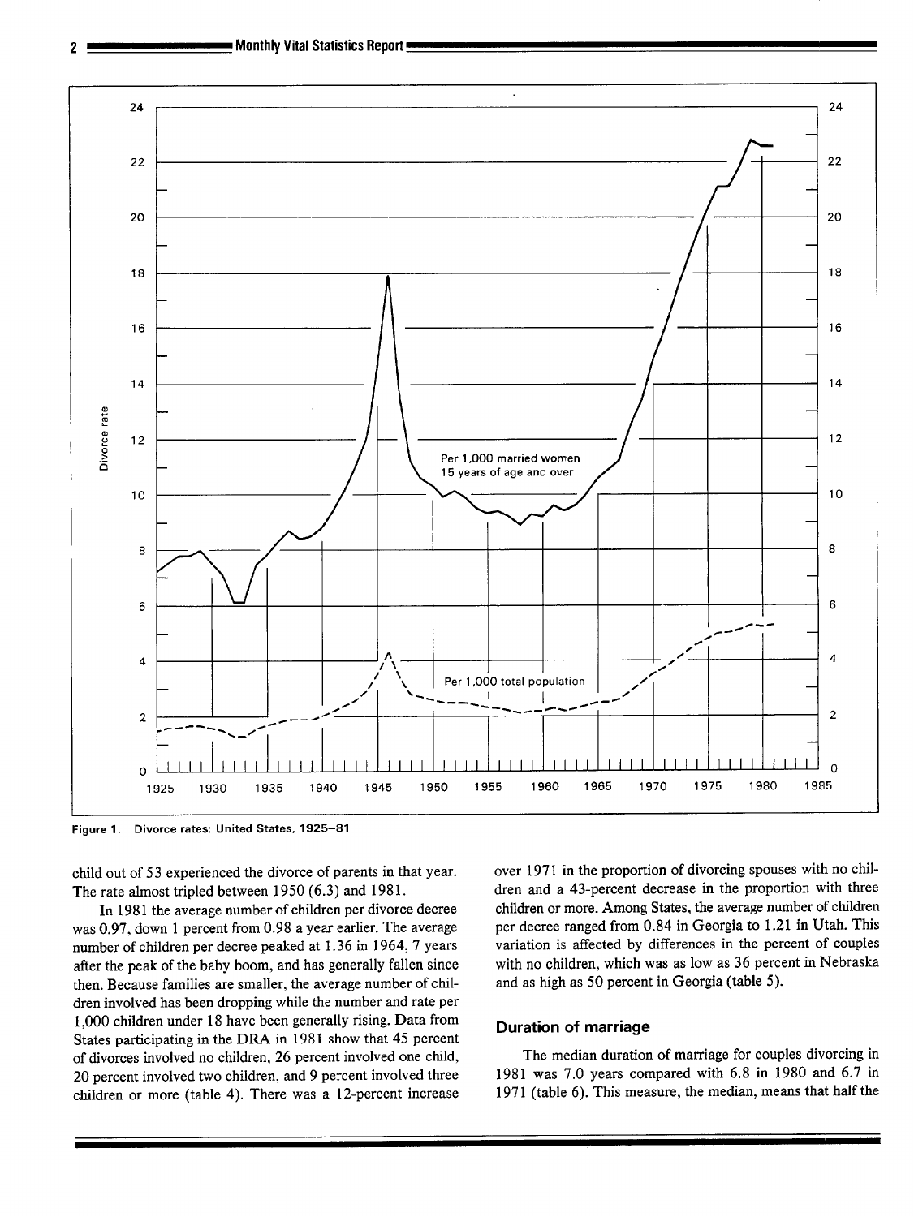Divorce rate

24
22
20
18
16
14
12
10
8
6
4
2
0

1925 1930 1935 1940 1945 1950 1955 1960 1965 1970 1975 1980 1985

Per 1,000 married women 15 years of age and over

Per 1,000 total population

Figure 1. Divorce rates: United States, 1925–81

child out of 53 experienced the divorce of parents in that year. The rate almost tripled between 1950 (6.3) and 1981.

In 1981 the average number of children per divorce decree was 0.97, down 1 percent from 0.98 a year earlier. The average number of children per decree peaked at 1.36 in 1964, 7 years after the peak of the baby boom, and has generally fallen since then. Because families are smaller, the average number of children involved has been dropping while the number and rate per 1,000 children under 18 have been generally rising. Data from States participating in the DRA in 1981 show that 45 percent of divorces involved no children, 26 percent involved one child, 20 percent involved two children, and 9 percent involved three children or more (table 4). There was a 12-percent increase over 1971 in the proportion of divorcing spouses with no children and a 43-percent decrease in the proportion with three children or more. Among States, the average number of children per decree ranged from 0.84 in Georgia to 1.21 in Utah. This variation is affected by differences in the percent of couples with no children, which was as low as 36 percent in Nebraska and as high as 50 percent in Georgia (table 5).

## Duration of marriage

The median duration of marriage for couples divorcing in 1981 was 7.0 years compared with 6.8 in 1980 and 6.7 in 1971 (table 6). This measure, the median, means that half the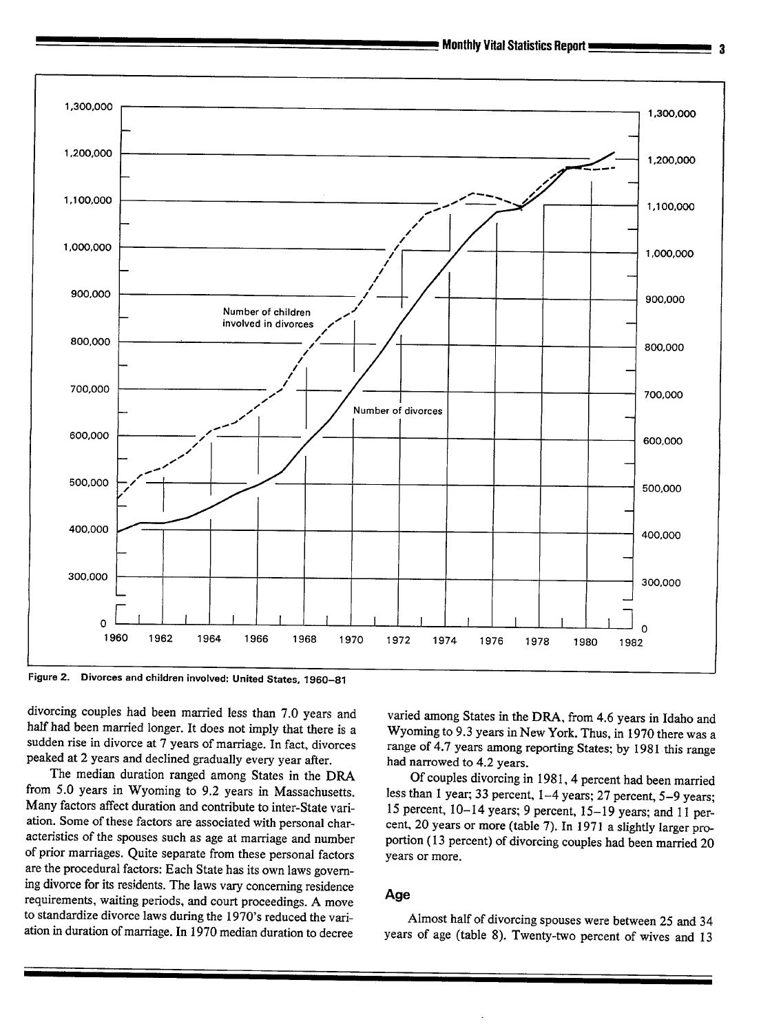1,300,000

1,200,000

1,100,000

1,000,000

900,000

800,000

700,000

600,000

500,000

400,000

300,000

0

1960 1962 1964 1966 1968 1970 1972 1974 1976 1978 1980 1982

Number of children involved in divorces

Number of divorces

Figure 2. Divorces and children involved: United States, 1960–81

divorcing couples had been married less than 7.0 years and half had been married longer. It does not imply that there is a sudden rise in divorce at 7 years of marriage. In fact, divorces peaked at 2 years and declined gradually every year after.

The median duration ranged among States in the DRA from 5.0 years in Wyoming to 9.2 years in Massachusetts. Many factors affect duration and contribute to inter-State variation. Some of these factors are associated with personal characteristics of the spouses such as age at marriage and number of prior marriages. Quite separate from these personal factors are the procedural factors: Each State has its own laws governing divorce for its residents. The laws vary concerning residence requirements, waiting periods, and court proceedings. A move to standardize divorce laws during the 1970's reduced the variation in duration of marriage. In 1970 median duration to decree varied among States in the DRA, from 4.6 years in Idaho and Wyoming to 9.3 years in New York. Thus, in 1970 there was a range of 4.7 years among reporting States; by 1981 this range had narrowed to 4.2 years.

Of couples divorcing in 1981, 4 percent had been married less than 1 year; 33 percent, 1–4 years; 27 percent, 5–9 years; 15 percent, 10–14 years; 9 percent, 15–19 years; and 11 percent, 20 years or more (table 7). In 1971 a slightly larger proportion (13 percent) of divorcing couples had been married 20 years or more.

## Age

Almost half of divorcing spouses were between 25 and 34 years of age (table 8). Twenty-two percent of wives and 13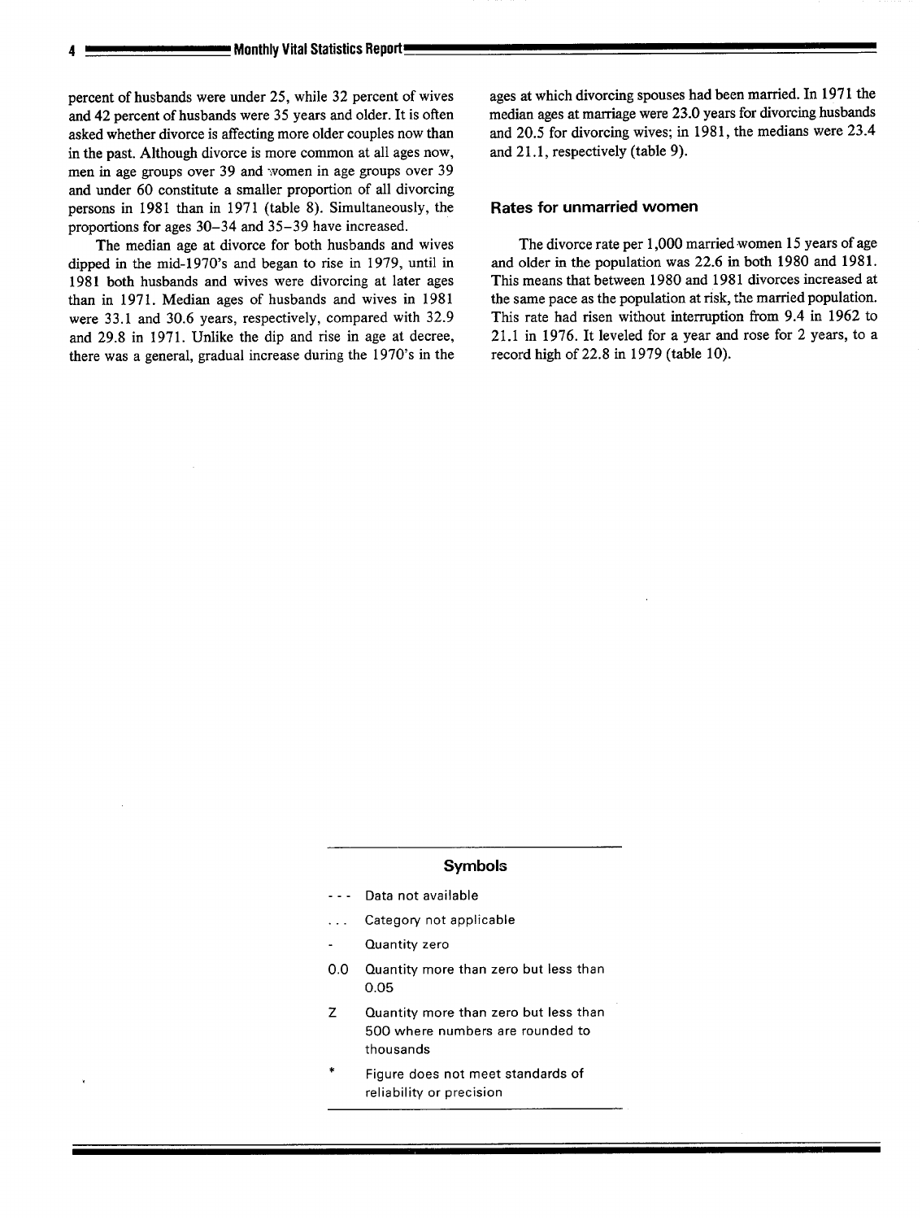percent of husbands were under 25, while 32 percent of wives and 42 percent of husbands were 35 years and older. It is often asked whether divorce is affecting more older couples now than in the past. Although divorce is more common at all ages now, men in age groups over 39 and women in age groups over 39 and under 60 constitute a smaller proportion of all divorcing persons in 1981 than in 1971 (table 8). Simultaneously, the proportions for ages 30–34 and 35–39 have increased.

The median age at divorce for both husbands and wives dipped in the mid-1970's and began to rise in 1979, until in 1981 both husbands and wives were divorcing at later ages than in 1971. Median ages of husbands and wives in 1981 were 33.1 and 30.6 years, respectively, compared with 32.9 and 29.8 in 1971. Unlike the dip and rise in age at decree, there was a general, gradual increase during the 1970's in the ages at which divorcing spouses had been married. In 1971 the median ages at marriage were 23.0 years for divorcing husbands and 20.5 for divorcing wives; in 1981, the medians were 23.4 and 21.1, respectively (table 9).

### Rates for unmarried women

The divorce rate per 1,000 married women 15 years of age and older in the population was 22.6 in both 1980 and 1981. This means that between 1980 and 1981 divorces increased at the same pace as the population at risk, the married population. This rate had risen without interruption from 9.4 in 1962 to 21.1 in 1976. It leveled for a year and rose for 2 years, to a record high of 22.8 in 1979 (table 10).

**Symbols**

| | |
|---|---|
| --- | Data not available |
| ... | Category not applicable |
| - | Quantity zero |
| 0.0 | Quantity more than zero but less than 0.05 |
| Z | Quantity more than zero but less than 500 where numbers are rounded to thousands |
| * | Figure does not meet standards of reliability or precision |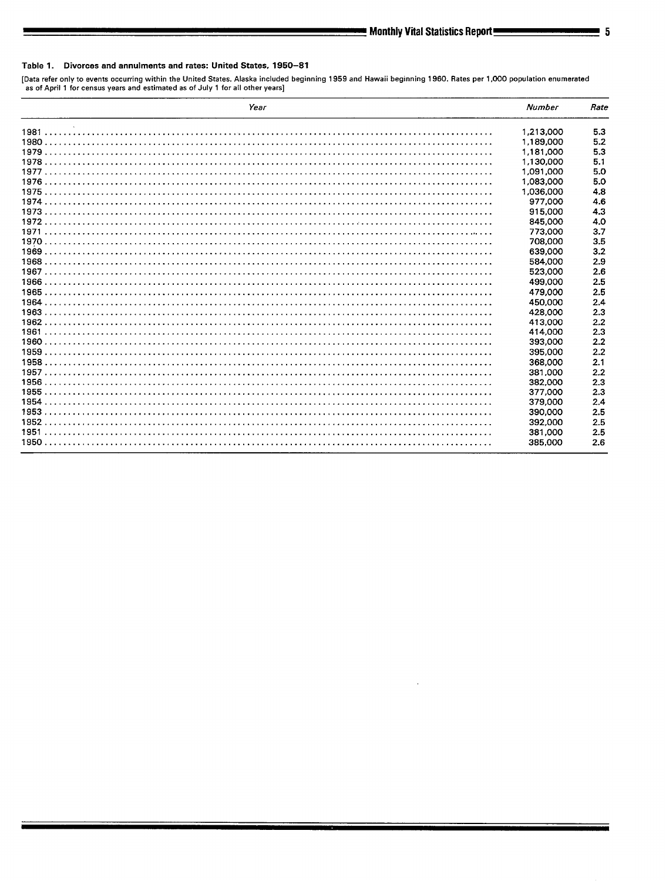**Table 1. Divorces and annulments and rates: United States, 1950–81**

[Data refer only to events occurring within the United States. Alaska included beginning 1959 and Hawaii beginning 1960. Rates per 1,000 population enumerated as of April 1 for census years and estimated as of July 1 for all other years]

| Year | Number | Rate |
|---|---|---|
| 1981 | 1,213,000 | 5.3 |
| 1980 | 1,189,000 | 5.2 |
| 1979 | 1,181,000 | 5.3 |
| 1978 | 1,130,000 | 5.1 |
| 1977 | 1,091,000 | 5.0 |
| 1976 | 1,083,000 | 5.0 |
| 1975 | 1,036,000 | 4.8 |
| 1974 | 977,000 | 4.6 |
| 1973 | 915,000 | 4.3 |
| 1972 | 845,000 | 4.0 |
| 1971 | 773,000 | 3.7 |
| 1970 | 708,000 | 3.5 |
| 1969 | 639,000 | 3.2 |
| 1968 | 584,000 | 2.9 |
| 1967 | 523,000 | 2.6 |
| 1966 | 499,000 | 2.5 |
| 1965 | 479,000 | 2.5 |
| 1964 | 450,000 | 2.4 |
| 1963 | 428,000 | 2.3 |
| 1962 | 413,000 | 2.2 |
| 1961 | 414,000 | 2.3 |
| 1960 | 393,000 | 2.2 |
| 1959 | 395,000 | 2.2 |
| 1958 | 368,000 | 2.1 |
| 1957 | 381,000 | 2.2 |
| 1956 | 382,000 | 2.3 |
| 1955 | 377,000 | 2.3 |
| 1954 | 379,000 | 2.4 |
| 1953 | 390,000 | 2.5 |
| 1952 | 392,000 | 2.5 |
| 1951 | 381,000 | 2.5 |
| 1950 | 385,000 | 2.6 |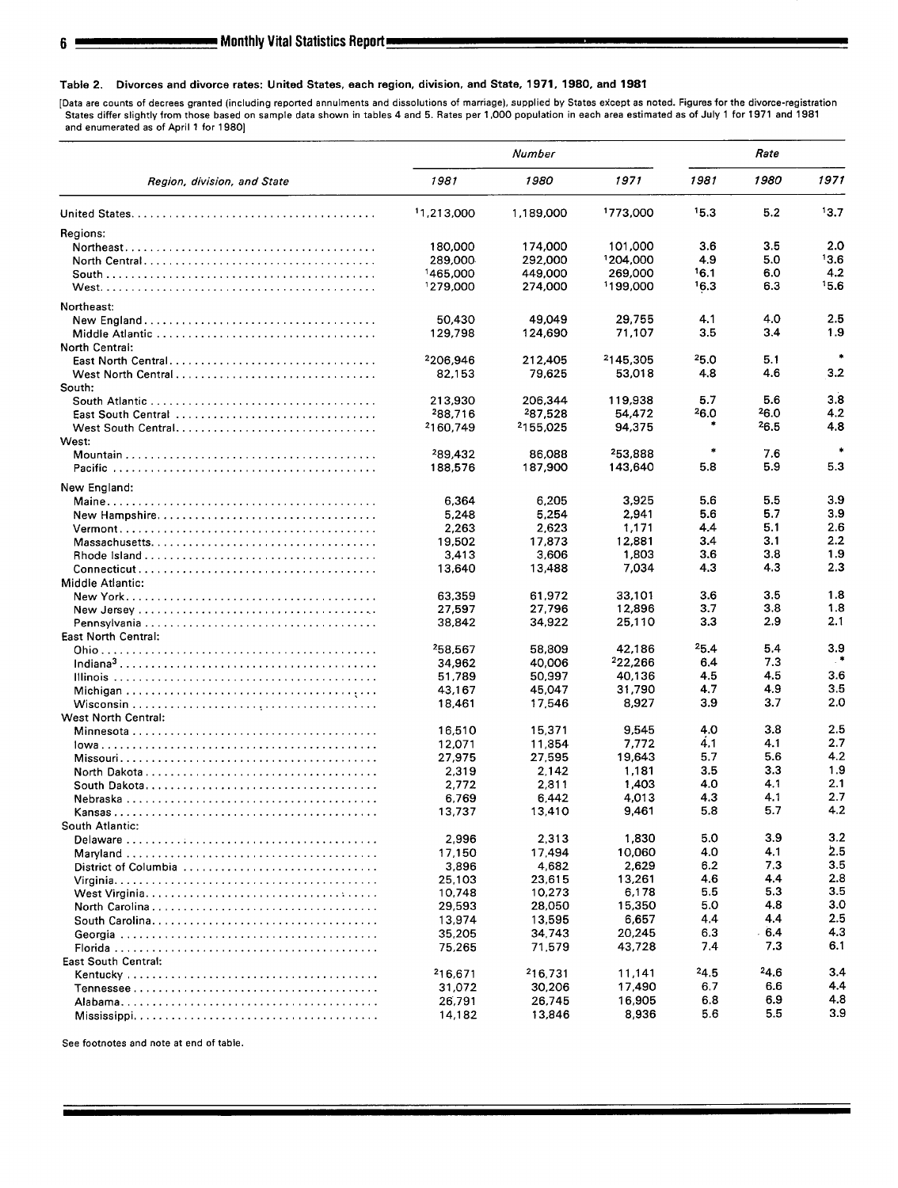**Table 2. Divorces and divorce rates: United States, each region, division, and State, 1971, 1980, and 1981**

[Data are counts of decrees granted (including reported annulments and dissolutions of marriage), supplied by States except as noted. Figures for the divorce-registration States differ slightly from those based on sample data shown in tables 4 and 5. Rates per 1,000 population in each area estimated as of July 1 for 1971 and 1981 and enumerated as of April 1 for 1980]

| Region, division, and State | Number | | | Rate | | |
|---|---|---|---|---|---|---|
| | 1981 | 1980 | 1971 | 1981 | 1980 | 1971 |
| United States | [1]1,213,000 | 1,189,000 | [1]773,000 | [1]5.3 | 5.2 | [1]3.7 |
| **Regions:** | | | | | | |
| Northeast | 180,000 | 174,000 | 101,000 | 3.6 | 3.5 | 2.0 |
| North Central | 289,000 | 292,000 | [1]204,000 | 4.9 | 5.0 | [1]3.6 |
| South | [1]465,000 | 449,000 | 269,000 | [1]6.1 | 6.0 | 4.2 |
| West | [1]279,000 | 274,000 | [1]199,000 | [1]6.3 | 6.3 | [1]5.6 |
| **Northeast:** | | | | | | |
| New England | 50,430 | 49,049 | 29,755 | 4.1 | 4.0 | 2.5 |
| Middle Atlantic | 129,798 | 124,690 | 71,107 | 3.5 | 3.4 | 1.9 |
| **North Central:** | | | | | | |
| East North Central | [2]206,946 | 212,405 | [2]145,305 | [2]5.0 | 5.1 | * |
| West North Central | 82,153 | 79,625 | 53,018 | 4.8 | 4.6 | 3.2 |
| **South:** | | | | | | |
| South Atlantic | 213,930 | 206,344 | 119,938 | 5.7 | 5.6 | 3.8 |
| East South Central | [2]88,716 | [2]87,528 | 54,472 | [2]6.0 | [2]6.0 | 4.2 |
| West South Central | [2]160,749 | [2]155,025 | 94,375 | * | [2]6.5 | 4.8 |
| **West:** | | | | | | |
| Mountain | [2]89,432 | 86,088 | [2]53,888 | * | 7.6 | * |
| Pacific | 188,576 | 187,900 | 143,640 | 5.8 | 5.9 | 5.3 |
| **New England:** | | | | | | |
| Maine | 6,364 | 6,205 | 3,925 | 5.6 | 5.5 | 3.9 |
| New Hampshire | 5,248 | 5,254 | 2,941 | 5.6 | 5.7 | 3.9 |
| Vermont | 2,263 | 2,623 | 1,171 | 4.4 | 5.1 | 2.6 |
| Massachusetts | 19,502 | 17,873 | 12,881 | 3.4 | 3.1 | 2.2 |
| Rhode Island | 3,413 | 3,606 | 1,803 | 3.6 | 3.8 | 1.9 |
| Connecticut | 13,640 | 13,488 | 7,034 | 4.3 | 4.3 | 2.3 |
| **Middle Atlantic:** | | | | | | |
| New York | 63,359 | 61,972 | 33,101 | 3.6 | 3.5 | 1.8 |
| New Jersey | 27,597 | 27,796 | 12,896 | 3.7 | 3.8 | 1.8 |
| Pennsylvania | 38,842 | 34,922 | 25,110 | 3.3 | 2.9 | 2.1 |
| **East North Central:** | | | | | | |
| Ohio | [2]58,567 | 58,809 | 42,186 | [2]5.4 | 5.4 | 3.9 |
| Indiana[3] | 34,962 | 40,006 | [2]22,266 | 6.4 | 7.3 | * |
| Illinois | 51,789 | 50,997 | 40,136 | 4.5 | 4.5 | 3.6 |
| Michigan | 43,167 | 45,047 | 31,790 | 4.7 | 4.9 | 3.5 |
| Wisconsin | 18,461 | 17,546 | 8,927 | 3.9 | 3.7 | 2.0 |
| **West North Central:** | | | | | | |
| Minnesota | 16,510 | 15,371 | 9,545 | 4.0 | 3.8 | 2.5 |
| Iowa | 12,071 | 11,854 | 7,772 | 4.1 | 4.1 | 2.7 |
| Missouri | 27,975 | 27,595 | 19,643 | 5.7 | 5.6 | 4.2 |
| North Dakota | 2,319 | 2,142 | 1,181 | 3.5 | 3.3 | 1.9 |
| South Dakota | 2,772 | 2,811 | 1,403 | 4.0 | 4.1 | 2.1 |
| Nebraska | 6,769 | 6,442 | 4,013 | 4.3 | 4.1 | 2.7 |
| Kansas | 13,737 | 13,410 | 9,461 | 5.8 | 5.7 | 4.2 |
| **South Atlantic:** | | | | | | |
| Delaware | 2,996 | 2,313 | 1,830 | 5.0 | 3.9 | 3.2 |
| Maryland | 17,150 | 17,494 | 10,060 | 4.0 | 4.1 | 2.5 |
| District of Columbia | 3,896 | 4,682 | 2,629 | 6.2 | 7.3 | 3.5 |
| Virginia | 25,103 | 23,615 | 13,261 | 4.6 | 4.4 | 2.8 |
| West Virginia | 10,748 | 10,273 | 6,178 | 5.5 | 5.3 | 3.5 |
| North Carolina | 29,593 | 28,050 | 15,350 | 5.0 | 4.8 | 3.0 |
| South Carolina | 13,974 | 13,595 | 6,657 | 4.4 | 4.4 | 2.5 |
| Georgia | 35,205 | 34,743 | 20,245 | 6.3 | 6.4 | 4.3 |
| Florida | 75,265 | 71,579 | 43,728 | 7.4 | 7.3 | 6.1 |
| **East South Central:** | | | | | | |
| Kentucky | [2]16,671 | [2]16,731 | 11,141 | [2]4.5 | [2]4.6 | 3.4 |
| Tennessee | 31,072 | 30,206 | 17,490 | 6.7 | 6.6 | 4.4 |
| Alabama | 26,791 | 26,745 | 16,905 | 6.8 | 6.9 | 4.8 |
| Mississippi | 14,182 | 13,846 | 8,936 | 5.6 | 5.5 | 3.9 |

See footnotes and note at end of table.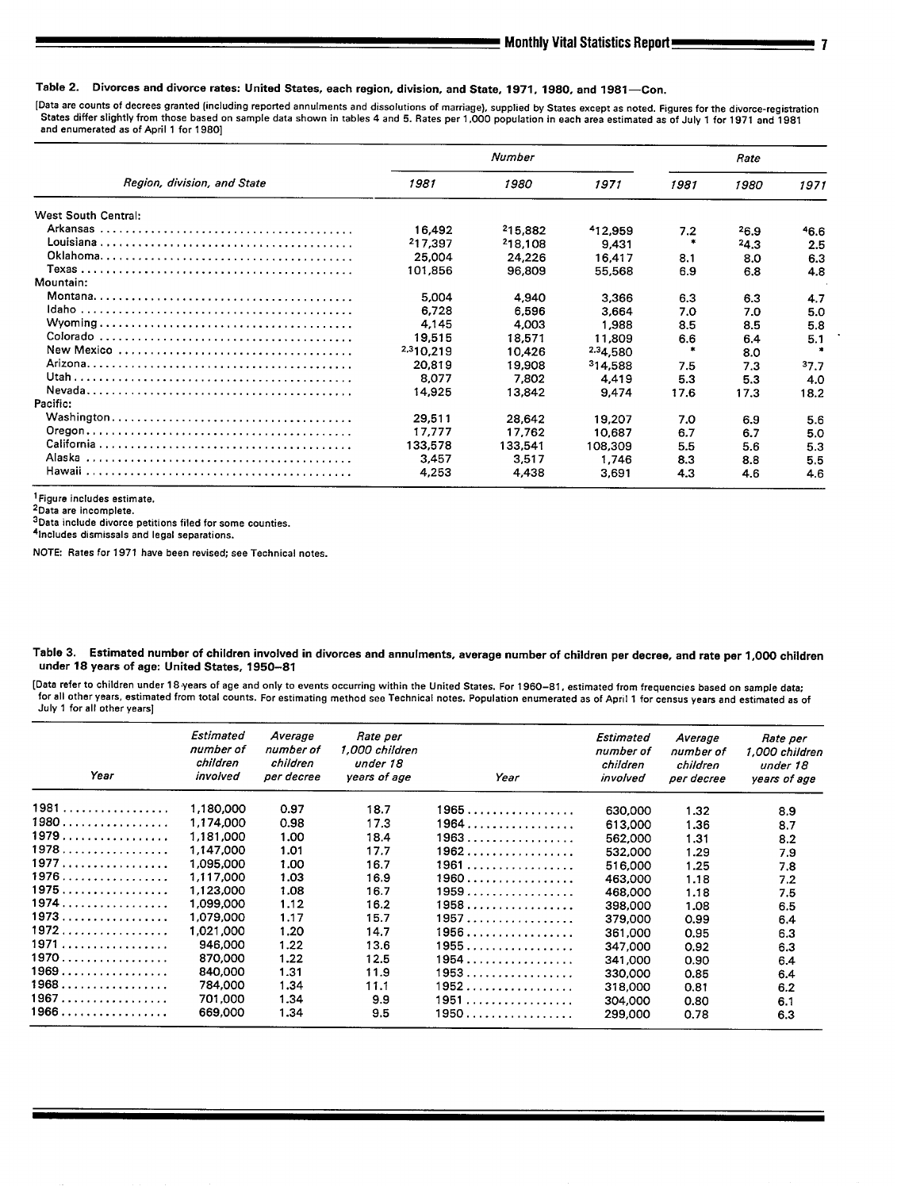**Table 2. Divorces and divorce rates: United States, each region, division, and State, 1971, 1980, and 1981—Con.**

[Data are counts of decrees granted (including reported annulments and dissolutions of marriage), supplied by States except as noted. Figures for the divorce-registration States differ slightly from those based on sample data shown in tables 4 and 5. Rates per 1,000 population in each area estimated as of July 1 for 1971 and 1981 and enumerated as of April 1 for 1980]

| Region, division, and State | Number | | | Rate | | |
|---|---|---|---|---|---|---|
| | 1981 | 1980 | 1971 | 1981 | 1980 | 1971 |
| West South Central: | | | | | | |
| Arkansas | 16,492 | [2]15,882 | [4]12,959 | 7.2 | [2]6.9 | [4]6.6 |
| Louisiana | [2]17,397 | [2]18,108 | 9,431 | * | [2]4.3 | 2.5 |
| Oklahoma | 25,004 | 24,226 | 16,417 | 8.1 | 8.0 | 6.3 |
| Texas | 101,856 | 96,809 | 55,568 | 6.9 | 6.8 | 4.8 |
| Mountain: | | | | | | |
| Montana | 5,004 | 4,940 | 3,366 | 6.3 | 6.3 | 4.7 |
| Idaho | 6,728 | 6,596 | 3,664 | 7.0 | 7.0 | 5.0 |
| Wyoming | 4,145 | 4,003 | 1,988 | 8.5 | 8.5 | 5.8 |
| Colorado | 19,515 | 18,571 | 11,809 | 6.6 | 6.4 | 5.1 |
| New Mexico | [2,3]10,219 | 10,426 | [2,3]4,580 | * | 8.0 | * |
| Arizona | 20,819 | 19,908 | [3]14,588 | 7.5 | 7.3 | [3]7.7 |
| Utah | 8,077 | 7,802 | 4,419 | 5.3 | 5.3 | 4.0 |
| Nevada | 14,925 | 13,842 | 9,474 | 17.6 | 17.3 | 18.2 |
| Pacific: | | | | | | |
| Washington | 29,511 | 28,642 | 19,207 | 7.0 | 6.9 | 5.6 |
| Oregon | 17,777 | 17,762 | 10,687 | 6.7 | 6.7 | 5.0 |
| California | 133,578 | 133,541 | 108,309 | 5.5 | 5.6 | 5.3 |
| Alaska | 3,457 | 3,517 | 1,746 | 8.3 | 8.8 | 5.5 |
| Hawaii | 4,253 | 4,438 | 3,691 | 4.3 | 4.6 | 4.6 |

[1]Figure includes estimate.
[2]Data are incomplete.
[3]Data include divorce petitions filed for some counties.
[4]Includes dismissals and legal separations.

NOTE: Rates for 1971 have been revised; see Technical notes.

**Table 3. Estimated number of children involved in divorces and annulments, average number of children per decree, and rate per 1,000 children under 18 years of age: United States, 1950–81**

[Data refer to children under 18 years of age and only to events occurring within the United States. For 1960–81, estimated from frequencies based on sample data; for all other years, estimated from total counts. For estimating method see Technical notes. Population enumerated as of April 1 for census years and estimated as of July 1 for all other years]

| Year | Estimated number of children involved | Average number of children per decree | Rate per 1,000 children under 18 years of age | Year | Estimated number of children involved | Average number of children per decree | Rate per 1,000 children under 18 years of age |
|---|---|---|---|---|---|---|---|
| 1981 | 1,180,000 | 0.97 | 18.7 | 1965 | 630,000 | 1.32 | 8.9 |
| 1980 | 1,174,000 | 0.98 | 17.3 | 1964 | 613,000 | 1.36 | 8.7 |
| 1979 | 1,181,000 | 1.00 | 18.4 | 1963 | 562,000 | 1.31 | 8.2 |
| 1978 | 1,147,000 | 1.01 | 17.7 | 1962 | 532,000 | 1.29 | 7.9 |
| 1977 | 1,095,000 | 1.00 | 16.7 | 1961 | 516,000 | 1.25 | 7.8 |
| 1976 | 1,117,000 | 1.03 | 16.9 | 1960 | 463,000 | 1.18 | 7.2 |
| 1975 | 1,123,000 | 1.08 | 16.7 | 1959 | 468,000 | 1.18 | 7.5 |
| 1974 | 1,099,000 | 1.12 | 16.2 | 1958 | 398,000 | 1.08 | 6.5 |
| 1973 | 1,079,000 | 1.17 | 15.7 | 1957 | 379,000 | 0.99 | 6.4 |
| 1972 | 1,021,000 | 1.20 | 14.7 | 1956 | 361,000 | 0.95 | 6.3 |
| 1971 | 946,000 | 1.22 | 13.6 | 1955 | 347,000 | 0.92 | 6.3 |
| 1970 | 870,000 | 1.22 | 12.5 | 1954 | 341,000 | 0.90 | 6.4 |
| 1969 | 840,000 | 1.31 | 11.9 | 1953 | 330,000 | 0.85 | 6.4 |
| 1968 | 784,000 | 1.34 | 11.1 | 1952 | 318,000 | 0.81 | 6.2 |
| 1967 | 701,000 | 1.34 | 9.9 | 1951 | 304,000 | 0.80 | 6.1 |
| 1966 | 669,000 | 1.34 | 9.5 | 1950 | 299,000 | 0.78 | 6.3 |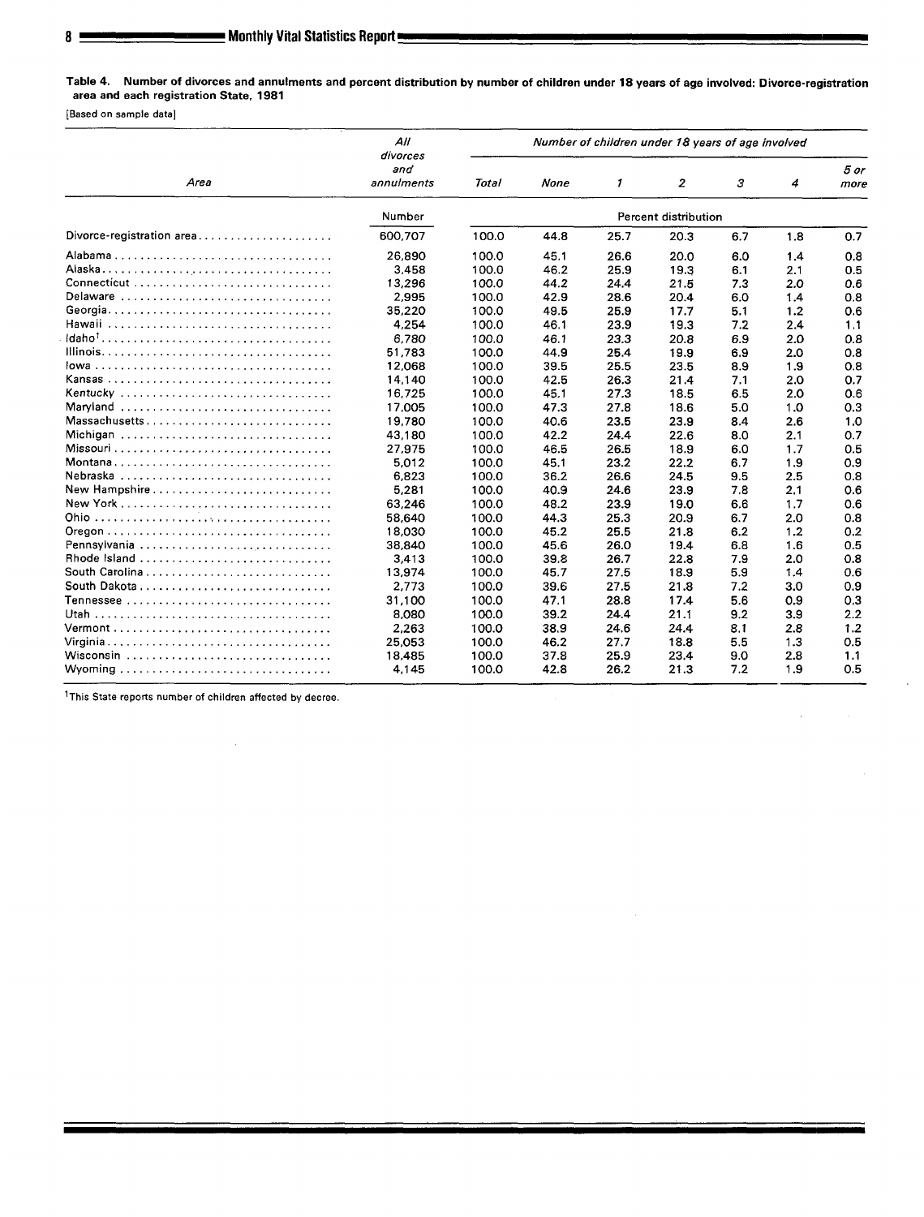**Table 4. Number of divorces and annulments and percent distribution by number of children under 18 years of age involved: Divorce-registration area and each registration State, 1981**

[Based on sample data]

| Area | All divorces and annulments | Number of children under 18 years of age involved | | | | | | |
|---|---|---|---|---|---|---|---|---|
| | | Total | None | 1 | 2 | 3 | 4 | 5 or more |
| | Number | Percent distribution | | | | | | |
| Divorce-registration area | 600,707 | 100.0 | 44.8 | 25.7 | 20.3 | 6.7 | 1.8 | 0.7 |
| Alabama | 26,890 | 100.0 | 45.1 | 26.6 | 20.0 | 6.0 | 1.4 | 0.8 |
| Alaska | 3,458 | 100.0 | 46.2 | 25.9 | 19.3 | 6.1 | 2.1 | 0.5 |
| Connecticut | 13,296 | 100.0 | 44.2 | 24.4 | 21.5 | 7.3 | 2.0 | 0.6 |
| Delaware | 2,995 | 100.0 | 42.9 | 28.6 | 20.4 | 6.0 | 1.4 | 0.8 |
| Georgia | 35,220 | 100.0 | 49.5 | 25.9 | 17.7 | 5.1 | 1.2 | 0.6 |
| Hawaii | 4,254 | 100.0 | 46.1 | 23.9 | 19.3 | 7.2 | 2.4 | 1.1 |
| Idaho[1] | 6,780 | 100.0 | 46.1 | 23.3 | 20.8 | 6.9 | 2.0 | 0.8 |
| Illinois | 51,783 | 100.0 | 44.9 | 25.4 | 19.9 | 6.9 | 2.0 | 0.8 |
| Iowa | 12,068 | 100.0 | 39.5 | 25.5 | 23.5 | 8.9 | 1.9 | 0.8 |
| Kansas | 14,140 | 100.0 | 42.5 | 26.3 | 21.4 | 7.1 | 2.0 | 0.7 |
| Kentucky | 16,725 | 100.0 | 45.1 | 27.3 | 18.5 | 6.5 | 2.0 | 0.6 |
| Maryland | 17,005 | 100.0 | 47.3 | 27.8 | 18.6 | 5.0 | 1.0 | 0.3 |
| Massachusetts | 19,780 | 100.0 | 40.6 | 23.5 | 23.9 | 8.4 | 2.6 | 1.0 |
| Michigan | 43,180 | 100.0 | 42.2 | 24.4 | 22.6 | 8.0 | 2.1 | 0.7 |
| Missouri | 27,975 | 100.0 | 46.5 | 26.5 | 18.9 | 6.0 | 1.7 | 0.5 |
| Montana | 5,012 | 100.0 | 45.1 | 23.2 | 22.2 | 6.7 | 1.9 | 0.9 |
| Nebraska | 6,823 | 100.0 | 36.2 | 26.6 | 24.5 | 9.5 | 2.5 | 0.8 |
| New Hampshire | 5,281 | 100.0 | 40.9 | 24.6 | 23.9 | 7.8 | 2.1 | 0.6 |
| New York | 63,246 | 100.0 | 48.2 | 23.9 | 19.0 | 6.6 | 1.7 | 0.6 |
| Ohio | 58,640 | 100.0 | 44.3 | 25.3 | 20.9 | 6.7 | 2.0 | 0.8 |
| Oregon | 18,030 | 100.0 | 45.2 | 25.5 | 21.8 | 6.2 | 1.2 | 0.2 |
| Pennsylvania | 38,840 | 100.0 | 45.6 | 26.0 | 19.4 | 6.8 | 1.6 | 0.5 |
| Rhode Island | 3,413 | 100.0 | 39.8 | 26.7 | 22.8 | 7.9 | 2.0 | 0.8 |
| South Carolina | 13,974 | 100.0 | 45.7 | 27.5 | 18.9 | 5.9 | 1.4 | 0.6 |
| South Dakota | 2,773 | 100.0 | 39.6 | 27.5 | 21.8 | 7.2 | 3.0 | 0.9 |
| Tennessee | 31,100 | 100.0 | 47.1 | 28.8 | 17.4 | 5.6 | 0.9 | 0.3 |
| Utah | 8,080 | 100.0 | 39.2 | 24.4 | 21.1 | 9.2 | 3.9 | 2.2 |
| Vermont | 2,263 | 100.0 | 38.9 | 24.6 | 24.4 | 8.1 | 2.8 | 1.2 |
| Virginia | 25,053 | 100.0 | 46.2 | 27.7 | 18.8 | 5.5 | 1.3 | 0.5 |
| Wisconsin | 18,485 | 100.0 | 37.8 | 25.9 | 23.4 | 9.0 | 2.8 | 1.1 |
| Wyoming | 4,145 | 100.0 | 42.8 | 26.2 | 21.3 | 7.2 | 1.9 | 0.5 |

[1]This State reports number of children affected by decree.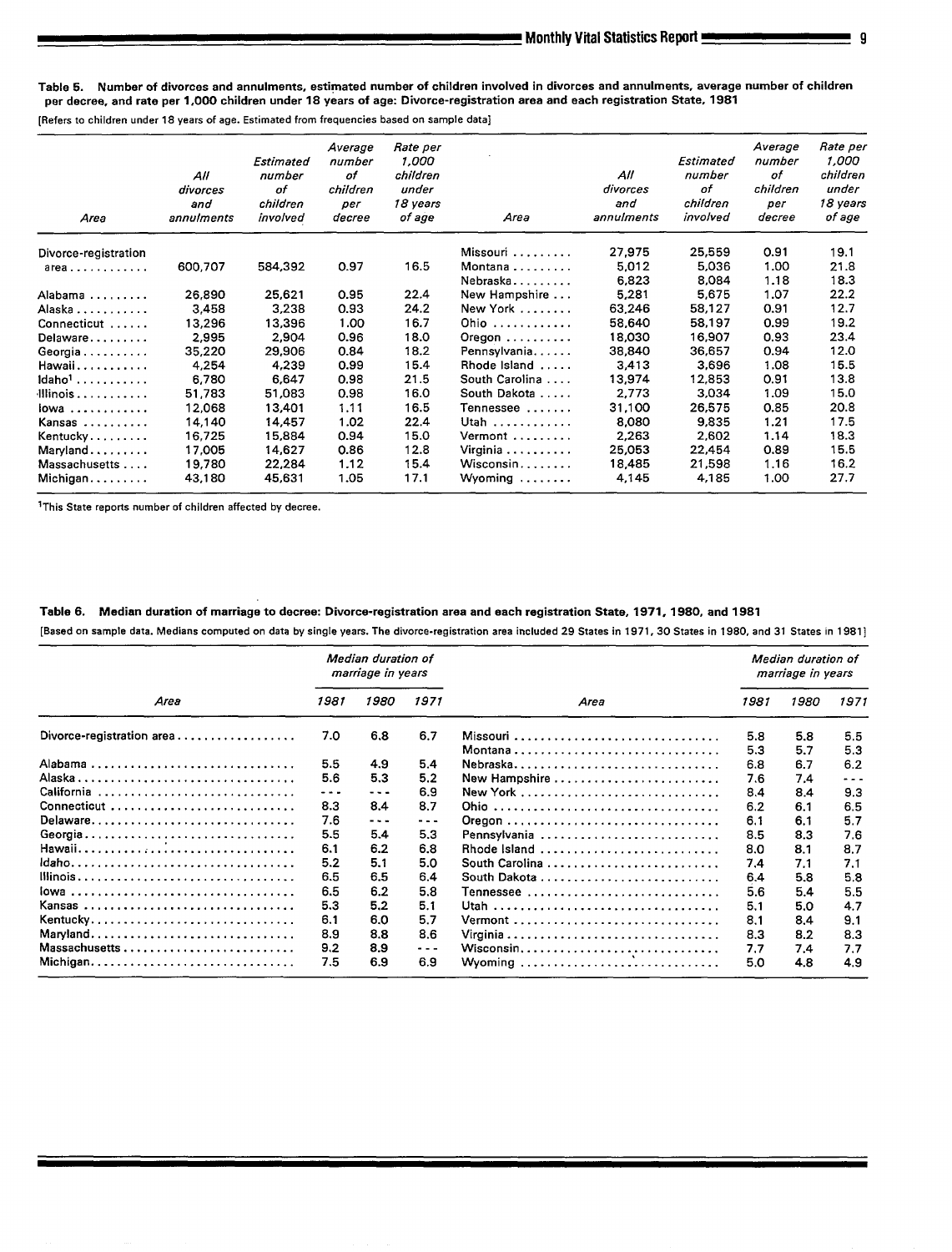**Table 5. Number of divorces and annulments, estimated number of children involved in divorces and annulments, average number of children per decree, and rate per 1,000 children under 18 years of age: Divorce-registration area and each registration State, 1981**

[Refers to children under 18 years of age. Estimated from frequencies based on sample data]

| Area | All divorces and annulments | Estimated number of children involved | Average number of children per decree | Rate per 1,000 children under 18 years of age |
|---|---|---|---|---|
| Divorce-registration area | 600,707 | 584,392 | 0.97 | 16.5 |
| Alabama | 26,890 | 25,621 | 0.95 | 22.4 |
| Alaska | 3,458 | 3,238 | 0.93 | 24.2 |
| Connecticut | 13,296 | 13,396 | 1.00 | 16.7 |
| Delaware | 2,995 | 2,904 | 0.96 | 18.0 |
| Georgia | 35,220 | 29,906 | 0.84 | 18.2 |
| Hawaii | 4,254 | 4,239 | 0.99 | 15.4 |
| Idaho[1] | 6,780 | 6,647 | 0.98 | 21.5 |
| Illinois | 51,783 | 51,083 | 0.98 | 16.0 |
| Iowa | 12,068 | 13,401 | 1.11 | 16.5 |
| Kansas | 14,140 | 14,457 | 1.02 | 22.4 |
| Kentucky | 16,725 | 15,884 | 0.94 | 15.0 |
| Maryland | 17,005 | 14,627 | 0.86 | 12.8 |
| Massachusetts | 19,780 | 22,284 | 1.12 | 15.4 |
| Michigan | 43,180 | 45,631 | 1.05 | 17.1 |
| Missouri | 27,975 | 25,559 | 0.91 | 19.1 |
| Montana | 5,012 | 5,036 | 1.00 | 21.8 |
| Nebraska | 6,823 | 8,084 | 1.18 | 18.3 |
| New Hampshire | 5,281 | 5,675 | 1.07 | 22.2 |
| New York | 63,246 | 58,127 | 0.91 | 12.7 |
| Ohio | 58,640 | 58,197 | 0.99 | 19.2 |
| Oregon | 18,030 | 16,907 | 0.93 | 23.4 |
| Pennsylvania | 38,840 | 36,657 | 0.94 | 12.0 |
| Rhode Island | 3,413 | 3,696 | 1.08 | 15.5 |
| South Carolina | 13,974 | 12,853 | 0.91 | 13.8 |
| South Dakota | 2,773 | 3,034 | 1.09 | 15.0 |
| Tennessee | 31,100 | 26,575 | 0.85 | 20.8 |
| Utah | 8,080 | 9,835 | 1.21 | 17.5 |
| Vermont | 2,263 | 2,602 | 1.14 | 18.3 |
| Virginia | 25,053 | 22,454 | 0.89 | 15.5 |
| Wisconsin | 18,485 | 21,598 | 1.16 | 16.2 |
| Wyoming | 4,145 | 4,185 | 1.00 | 27.7 |

[1]This State reports number of children affected by decree.

**Table 6. Median duration of marriage to decree: Divorce-registration area and each registration State, 1971, 1980, and 1981**

[Based on sample data. Medians computed on data by single years. The divorce-registration area included 29 States in 1971, 30 States in 1980, and 31 States in 1981]

| Area | Median duration of marriage in years | | |
|---|---|---|---|
| | 1981 | 1980 | 1971 |
| Divorce-registration area | 7.0 | 6.8 | 6.7 |
| Alabama | 5.5 | 4.9 | 5.4 |
| Alaska | 5.6 | 5.3 | 5.2 |
| California | --- | --- | 6.9 |
| Connecticut | 8.3 | 8.4 | 8.7 |
| Delaware | 7.6 | --- | --- |
| Georgia | 5.5 | 5.4 | 5.3 |
| Hawaii | 6.1 | 6.2 | 6.8 |
| Idaho | 5.2 | 5.1 | 5.0 |
| Illinois | 6.5 | 6.5 | 6.4 |
| Iowa | 6.5 | 6.2 | 5.8 |
| Kansas | 5.3 | 5.2 | 5.1 |
| Kentucky | 6.1 | 6.0 | 5.7 |
| Maryland | 8.9 | 8.8 | 8.6 |
| Massachusetts | 9.2 | 8.9 | --- |
| Michigan | 7.5 | 6.9 | 6.9 |
| Missouri | 5.8 | 5.8 | 5.5 |
| Montana | 5.3 | 5.7 | 5.3 |
| Nebraska | 6.8 | 6.7 | 6.2 |
| New Hampshire | 7.6 | 7.4 | --- |
| New York | 8.4 | 8.4 | 9.3 |
| Ohio | 6.2 | 6.1 | 6.5 |
| Oregon | 6.1 | 6.1 | 5.7 |
| Pennsylvania | 8.5 | 8.3 | 7.6 |
| Rhode Island | 8.0 | 8.1 | 8.7 |
| South Carolina | 7.4 | 7.1 | 7.1 |
| South Dakota | 6.4 | 5.8 | 5.8 |
| Tennessee | 5.6 | 5.4 | 5.5 |
| Utah | 5.1 | 5.0 | 4.7 |
| Vermont | 8.1 | 8.4 | 9.1 |
| Virginia | 8.3 | 8.2 | 8.3 |
| Wisconsin | 7.7 | 7.4 | 7.7 |
| Wyoming | 5.0 | 4.8 | 4.9 |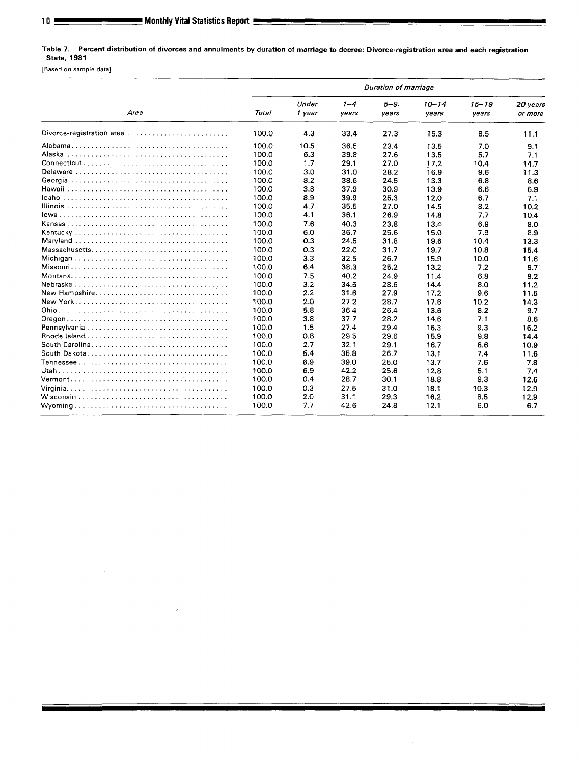**Table 7. Percent distribution of divorces and annulments by duration of marriage to decree: Divorce-registration area and each registration State, 1981**

[Based on sample data]

| Area | Total | Duration of marriage | | | | | |
|---|---|---|---|---|---|---|---|
| | | *Under 1 year* | *1–4 years* | *5–9 years* | *10–14 years* | *15–19 years* | *20 years or more* |
| Divorce-registration area | 100.0 | 4.3 | 33.4 | 27.3 | 15.3 | 8.5 | 11.1 |
| Alabama | 100.0 | 10.5 | 36.5 | 23.4 | 13.5 | 7.0 | 9.1 |
| Alaska | 100.0 | 6.3 | 39.8 | 27.6 | 13.5 | 5.7 | 7.1 |
| Connecticut | 100.0 | 1.7 | 29.1 | 27.0 | 17.2 | 10.4 | 14.7 |
| Delaware | 100.0 | 3.0 | 31.0 | 28.2 | 16.9 | 9.6 | 11.3 |
| Georgia | 100.0 | 8.2 | 38.6 | 24.5 | 13.3 | 6.8 | 8.6 |
| Hawaii | 100.0 | 3.8 | 37.9 | 30.9 | 13.9 | 6.6 | 6.9 |
| Idaho | 100.0 | 8.9 | 39.9 | 25.3 | 12.0 | 6.7 | 7.1 |
| Illinois | 100.0 | 4.7 | 35.5 | 27.0 | 14.5 | 8.2 | 10.2 |
| Iowa | 100.0 | 4.1 | 36.1 | 26.9 | 14.8 | 7.7 | 10.4 |
| Kansas | 100.0 | 7.6 | 40.3 | 23.8 | 13.4 | 6.9 | 8.0 |
| Kentucky | 100.0 | 6.0 | 36.7 | 25.6 | 15.0 | 7.9 | 8.9 |
| Maryland | 100.0 | 0.3 | 24.5 | 31.8 | 19.6 | 10.4 | 13.3 |
| Massachusetts | 100.0 | 0.3 | 22.0 | 31.7 | 19.7 | 10.8 | 15.4 |
| Michigan | 100.0 | 3.3 | 32.5 | 26.7 | 15.9 | 10.0 | 11.6 |
| Missouri | 100.0 | 6.4 | 38.3 | 25.2 | 13.2 | 7.2 | 9.7 |
| Montana | 100.0 | 7.5 | 40.2 | 24.9 | 11.4 | 6.8 | 9.2 |
| Nebraska | 100.0 | 3.2 | 34.5 | 28.6 | 14.4 | 8.0 | 11.2 |
| New Hampshire | 100.0 | 2.2 | 31.6 | 27.9 | 17.2 | 9.6 | 11.5 |
| New York | 100.0 | 2.0 | 27.2 | 28.7 | 17.6 | 10.2 | 14.3 |
| Ohio | 100.0 | 5.8 | 36.4 | 26.4 | 13.6 | 8.2 | 9.7 |
| Oregon | 100.0 | 3.8 | 37.7 | 28.2 | 14.6 | 7.1 | 8.6 |
| Pennsylvania | 100.0 | 1.5 | 27.4 | 29.4 | 16.3 | 9.3 | 16.2 |
| Rhode Island | 100.0 | 0.8 | 29.5 | 29.6 | 15.9 | 9.8 | 14.4 |
| South Carolina | 100.0 | 2.7 | 32.1 | 29.1 | 16.7 | 8.6 | 10.9 |
| South Dakota | 100.0 | 5.4 | 35.8 | 26.7 | 13.1 | 7.4 | 11.6 |
| Tennessee | 100.0 | 6.9 | 39.0 | 25.0 | 13.7 | 7.6 | 7.8 |
| Utah | 100.0 | 6.9 | 42.2 | 25.6 | 12.8 | 5.1 | 7.4 |
| Vermont | 100.0 | 0.4 | 28.7 | 30.1 | 18.8 | 9.3 | 12.6 |
| Virginia | 100.0 | 0.3 | 27.5 | 31.0 | 18.1 | 10.3 | 12.9 |
| Wisconsin | 100.0 | 2.0 | 31.1 | 29.3 | 16.2 | 8.5 | 12.9 |
| Wyoming | 100.0 | 7.7 | 42.6 | 24.8 | 12.1 | 6.0 | 6.7 |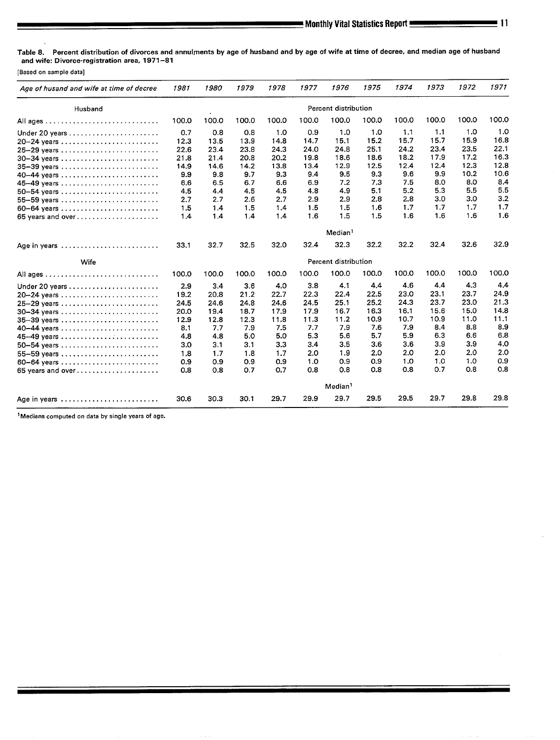**Table 8. Percent distribution of divorces and annulments by age of husband and by age of wife at time of decree, and median age of husband and wife: Divorce-registration area, 1971–81**

[Based on sample data]

| *Age of husand and wife at time of decree* | *1981* | *1980* | *1979* | *1978* | *1977* | *1976* | *1975* | *1974* | *1973* | *1972* | *1971* |
|---|---|---|---|---|---|---|---|---|---|---|---|
| Husband | | | | | | Percent distribution | | | | | |
| All ages | 100.0 | 100.0 | 100.0 | 100.0 | 100.0 | 100.0 | 100.0 | 100.0 | 100.0 | 100.0 | 100.0 |
| Under 20 years | 0.7 | 0.8 | 0.8 | 1.0 | 0.9 | 1.0 | 1.0 | 1.1 | 1.1 | 1.0 | 1.0 |
| 20–24 years | 12.3 | 13.5 | 13.9 | 14.8 | 14.7 | 15.1 | 15.2 | 15.7 | 15.7 | 15.9 | 16.8 |
| 25–29 years | 22.6 | 23.4 | 23.8 | 24.3 | 24.0 | 24.8 | 25.1 | 24.2 | 23.4 | 23.5 | 22.1 |
| 30–34 years | 21.8 | 21.4 | 20.8 | 20.2 | 19.8 | 18.6 | 18.6 | 18.2 | 17.9 | 17.2 | 16.3 |
| 35–39 years | 14.9 | 14.6 | 14.2 | 13.8 | 13.4 | 12.9 | 12.5 | 12.4 | 12.4 | 12.3 | 12.8 |
| 40–44 years | 9.9 | 9.8 | 9.7 | 9.3 | 9.4 | 9.5 | 9.3 | 9.6 | 9.9 | 10.2 | 10.6 |
| 45–49 years | 6.6 | 6.5 | 6.7 | 6.6 | 6.9 | 7.2 | 7.3 | 7.5 | 8.0 | 8.0 | 8.4 |
| 50–54 years | 4.5 | 4.4 | 4.5 | 4.5 | 4.8 | 4.9 | 5.1 | 5.2 | 5.3 | 5.5 | 5.5 |
| 55–59 years | 2.7 | 2.7 | 2.6 | 2.7 | 2.9 | 2.9 | 2.8 | 2.8 | 3.0 | 3.0 | 3.2 |
| 60–64 years | 1.5 | 1.4 | 1.5 | 1.4 | 1.5 | 1.5 | 1.6 | 1.7 | 1.7 | 1.7 | 1.7 |
| 65 years and over | 1.4 | 1.4 | 1.4 | 1.4 | 1.6 | 1.5 | 1.5 | 1.6 | 1.6 | 1.6 | 1.6 |
| | | | | | | Median[1] | | | | | |
| Age in years | 33.1 | 32.7 | 32.5 | 32.0 | 32.4 | 32.3 | 32.2 | 32.2 | 32.4 | 32.6 | 32.9 |
| Wife | | | | | | Percent distribution | | | | | |
| All ages | 100.0 | 100.0 | 100.0 | 100.0 | 100.0 | 100.0 | 100.0 | 100.0 | 100.0 | 100.0 | 100.0 |
| Under 20 years | 2.9 | 3.4 | 3.6 | 4.0 | 3.8 | 4.1 | 4.4 | 4.6 | 4.4 | 4.3 | 4.4 |
| 20–24 years | 19.2 | 20.8 | 21.2 | 22.7 | 22.3 | 22.4 | 22.5 | 23.0 | 23.1 | 23.7 | 24.9 |
| 25–29 years | 24.5 | 24.6 | 24.8 | 24.6 | 24.5 | 25.1 | 25.2 | 24.3 | 23.7 | 23.0 | 21.3 |
| 30–34 years | 20.0 | 19.4 | 18.7 | 17.9 | 17.9 | 16.7 | 16.3 | 16.1 | 15.6 | 15.0 | 14.8 |
| 35–39 years | 12.9 | 12.8 | 12.3 | 11.8 | 11.3 | 11.2 | 10.9 | 10.7 | 10.9 | 11.0 | 11.1 |
| 40–44 years | 8.1 | 7.7 | 7.9 | 7.5 | 7.7 | 7.9 | 7.6 | 7.9 | 8.4 | 8.8 | 8.9 |
| 45–49 years | 4.8 | 4.8 | 5.0 | 5.0 | 5.3 | 5.6 | 5.7 | 5.9 | 6.3 | 6.6 | 6.8 |
| 50–54 years | 3.0 | 3.1 | 3.1 | 3.3 | 3.4 | 3.5 | 3.6 | 3.6 | 3.9 | 3.9 | 4.0 |
| 55–59 years | 1.8 | 1.7 | 1.8 | 1.7 | 2.0 | 1.9 | 2.0 | 2.0 | 2.0 | 2.0 | 2.0 |
| 60–64 years | 0.9 | 0.9 | 0.9 | 0.9 | 1.0 | 0.9 | 0.9 | 1.0 | 1.0 | 1.0 | 0.9 |
| 65 years and over | 0.8 | 0.8 | 0.7 | 0.7 | 0.8 | 0.8 | 0.8 | 0.8 | 0.7 | 0.8 | 0.8 |
| | | | | | | Median[1] | | | | | |
| Age in years | 30.6 | 30.3 | 30.1 | 29.7 | 29.9 | 29.7 | 29.5 | 29.5 | 29.7 | 29.8 | 29.8 |

[1]Medians computed on data by single years of age.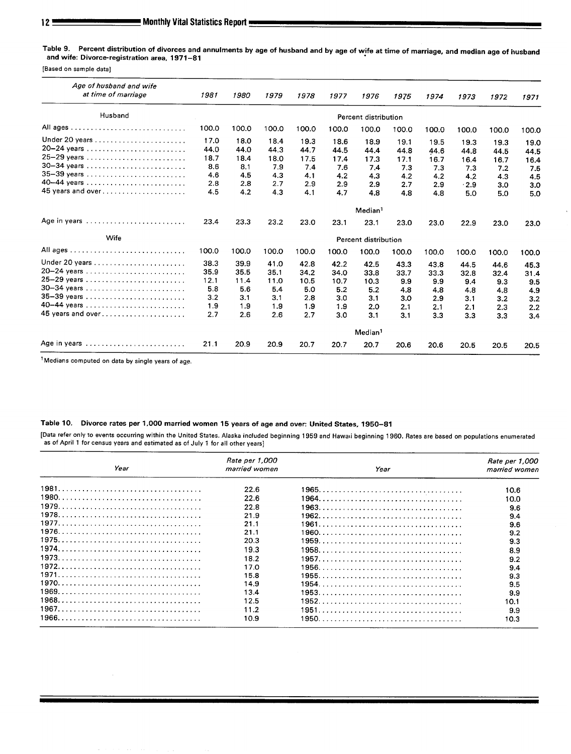**Table 9. Percent distribution of divorces and annulments by age of husband and by age of wife at time of marriage, and median age of husband and wife: Divorce-registration area, 1971–81**

[Based on sample data]

| Age of husband and wife at time of marriage | 1981 | 1980 | 1979 | 1978 | 1977 | 1976 | 1975 | 1974 | 1973 | 1972 | 1971 |
|---|---|---|---|---|---|---|---|---|---|---|---|
| **Husband** | Percent distribution | | | | | | | | | | |
| All ages | 100.0 | 100.0 | 100.0 | 100.0 | 100.0 | 100.0 | 100.0 | 100.0 | 100.0 | 100.0 | 100.0 |
| Under 20 years | 17.0 | 18.0 | 18.4 | 19.3 | 18.6 | 18.9 | 19.1 | 19.5 | 19.3 | 19.3 | 19.0 |
| 20–24 years | 44.0 | 44.0 | 44.3 | 44.7 | 44.5 | 44.4 | 44.8 | 44.6 | 44.8 | 44.5 | 44.5 |
| 25–29 years | 18.7 | 18.4 | 18.0 | 17.5 | 17.4 | 17.3 | 17.1 | 16.7 | 16.4 | 16.7 | 16.4 |
| 30–34 years | 8.6 | 8.1 | 7.9 | 7.4 | 7.6 | 7.4 | 7.3 | 7.3 | 7.3 | 7.2 | 7.5 |
| 35–39 years | 4.6 | 4.5 | 4.3 | 4.1 | 4.2 | 4.3 | 4.2 | 4.2 | 4.2 | 4.3 | 4.5 |
| 40–44 years | 2.8 | 2.8 | 2.7 | 2.9 | 2.9 | 2.9 | 2.7 | 2.9 | 2.9 | 3.0 | 3.0 |
| 45 years and over | 4.5 | 4.2 | 4.3 | 4.1 | 4.7 | 4.8 | 4.8 | 4.8 | 5.0 | 5.0 | 5.0 |
| | Median[1] | | | | | | | | | | |
| Age in years | 23.4 | 23.3 | 23.2 | 23.0 | 23.1 | 23.1 | 23.0 | 23.0 | 22.9 | 23.0 | 23.0 |
| **Wife** | Percent distribution | | | | | | | | | | |
| All ages | 100.0 | 100.0 | 100.0 | 100.0 | 100.0 | 100.0 | 100.0 | 100.0 | 100.0 | 100.0 | 100.0 |
| Under 20 years | 38.3 | 39.9 | 41.0 | 42.8 | 42.2 | 42.5 | 43.3 | 43.8 | 44.5 | 44.6 | 45.3 |
| 20–24 years | 35.9 | 35.5 | 35.1 | 34.2 | 34.0 | 33.8 | 33.7 | 33.3 | 32.8 | 32.4 | 31.4 |
| 25–29 years | 12.1 | 11.4 | 11.0 | 10.5 | 10.7 | 10.3 | 9.9 | 9.9 | 9.4 | 9.3 | 9.5 |
| 30–34 years | 5.8 | 5.6 | 5.4 | 5.0 | 5.2 | 5.2 | 4.8 | 4.8 | 4.8 | 4.8 | 4.9 |
| 35–39 years | 3.2 | 3.1 | 3.1 | 2.8 | 3.0 | 3.1 | 3.0 | 2.9 | 3.1 | 3.2 | 3.2 |
| 40–44 years | 1.9 | 1.9 | 1.9 | 1.9 | 1.9 | 2.0 | 2.1 | 2.1 | 2.1 | 2.3 | 2.2 |
| 45 years and over | 2.7 | 2.6 | 2.6 | 2.7 | 3.0 | 3.1 | 3.1 | 3.3 | 3.3 | 3.3 | 3.4 |
| | Median[1] | | | | | | | | | | |
| Age in years | 21.1 | 20.9 | 20.9 | 20.7 | 20.7 | 20.7 | 20.6 | 20.6 | 20.5 | 20.5 | 20.5 |

[1] Medians computed on data by single years of age.

**Table 10. Divorce rates per 1,000 married women 15 years of age and over: United States, 1950–81**

[Data refer only to events occurring within the United States. Alaska included beginning 1959 and Hawaii beginning 1960. Rates are based on populations enumerated as of April 1 for census years and estimated as of July 1 for all other years]

| Year | Rate per 1,000 married women | Year | Rate per 1,000 married women |
|---|---|---|---|
| 1981 | 22.6 | 1965 | 10.6 |
| 1980 | 22.6 | 1964 | 10.0 |
| 1979 | 22.8 | 1963 | 9.6 |
| 1978 | 21.9 | 1962 | 9.4 |
| 1977 | 21.1 | 1961 | 9.6 |
| 1976 | 21.1 | 1960 | 9.2 |
| 1975 | 20.3 | 1959 | 9.3 |
| 1974 | 19.3 | 1958 | 8.9 |
| 1973 | 18.2 | 1957 | 9.2 |
| 1972 | 17.0 | 1956 | 9.4 |
| 1971 | 15.8 | 1955 | 9.3 |
| 1970 | 14.9 | 1954 | 9.5 |
| 1969 | 13.4 | 1953 | 9.9 |
| 1968 | 12.5 | 1952 | 10.1 |
| 1967 | 11.2 | 1951 | 9.9 |
| 1966 | 10.9 | 1950 | 10.3 |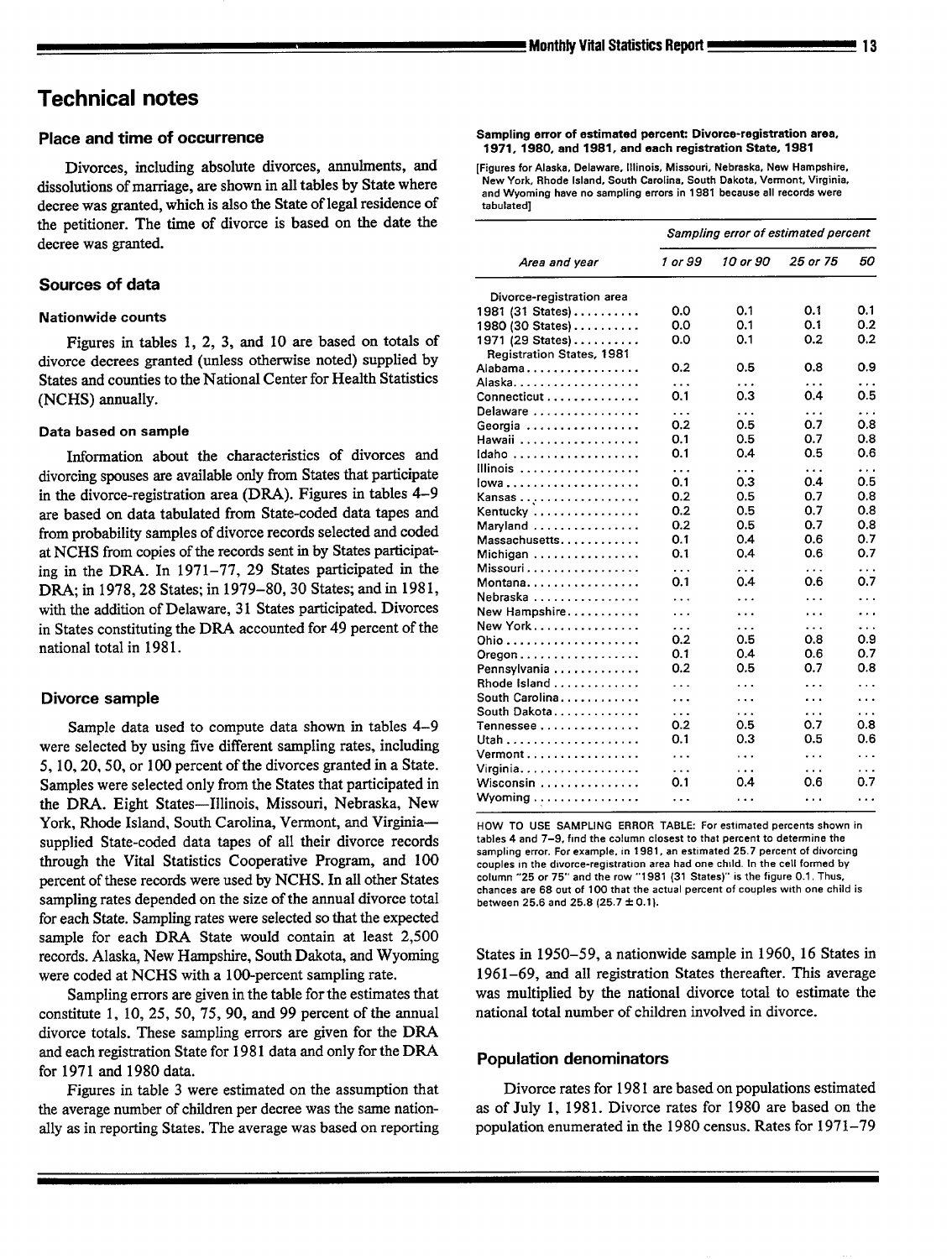# Technical notes

## Place and time of occurrence

Divorces, including absolute divorces, annulments, and dissolutions of marriage, are shown in all tables by State where decree was granted, which is also the State of legal residence of the petitioner. The time of divorce is based on the date the decree was granted.

## Sources of data

### Nationwide counts

Figures in tables 1, 2, 3, and 10 are based on totals of divorce decrees granted (unless otherwise noted) supplied by States and counties to the National Center for Health Statistics (NCHS) annually.

### Data based on sample

Information about the characteristics of divorces and divorcing spouses are available only from States that participate in the divorce-registration area (DRA). Figures in tables 4–9 are based on data tabulated from State-coded data tapes and from probability samples of divorce records selected and coded at NCHS from copies of the records sent in by States participating in the DRA. In 1971–77, 29 States participated in the DRA; in 1978, 28 States; in 1979–80, 30 States; and in 1981, with the addition of Delaware, 31 States participated. Divorces in States constituting the DRA accounted for 49 percent of the national total in 1981.

## Divorce sample

Sample data used to compute data shown in tables 4–9 were selected by using five different sampling rates, including 5, 10, 20, 50, or 100 percent of the divorces granted in a State. Samples were selected only from the States that participated in the DRA. Eight States—Illinois, Missouri, Nebraska, New York, Rhode Island, South Carolina, Vermont, and Virginia—supplied State-coded data tapes of all their divorce records through the Vital Statistics Cooperative Program, and 100 percent of these records were used by NCHS. In all other States sampling rates depended on the size of the annual divorce total for each State. Sampling rates were selected so that the expected sample for each DRA State would contain at least 2,500 records. Alaska, New Hampshire, South Dakota, and Wyoming were coded at NCHS with a 100-percent sampling rate.

Sampling errors are given in the table for the estimates that constitute 1, 10, 25, 50, 75, 90, and 99 percent of the annual divorce totals. These sampling errors are given for the DRA and each registration State for 1981 data and only for the DRA for 1971 and 1980 data.

Figures in table 3 were estimated on the assumption that the average number of children per decree was the same nationally as in reporting States. The average was based on reporting States in 1950–59, a nationwide sample in 1960, 16 States in 1961–69, and all registration States thereafter. This average was multiplied by the national divorce total to estimate the national total number of children involved in divorce.

**Sampling error of estimated percent: Divorce-registration area, 1971, 1980, and 1981, and each registration State, 1981**

[Figures for Alaska, Delaware, Illinois, Missouri, Nebraska, New Hampshire, New York, Rhode Island, South Carolina, South Dakota, Vermont, Virginia, and Wyoming have no sampling errors in 1981 because all records were tabulated]

| Area and year | Sampling error of estimated percent | | | |
|---|---|---|---|---|
| | *1 or 99* | *10 or 90* | *25 or 75* | *50* |
| Divorce-registration area | | | | |
| 1981 (31 States) | 0.0 | 0.1 | 0.1 | 0.1 |
| 1980 (30 States) | 0.0 | 0.1 | 0.1 | 0.2 |
| 1971 (29 States) | 0.0 | 0.1 | 0.2 | 0.2 |
| Registration States, 1981 | | | | |
| Alabama | 0.2 | 0.5 | 0.8 | 0.9 |
| Alaska | ... | ... | ... | ... |
| Connecticut | 0.1 | 0.3 | 0.4 | 0.5 |
| Delaware | ... | ... | ... | ... |
| Georgia | 0.2 | 0.5 | 0.7 | 0.8 |
| Hawaii | 0.1 | 0.5 | 0.7 | 0.8 |
| Idaho | 0.1 | 0.4 | 0.5 | 0.6 |
| Illinois | ... | ... | ... | ... |
| Iowa | 0.1 | 0.3 | 0.4 | 0.5 |
| Kansas | 0.2 | 0.5 | 0.7 | 0.8 |
| Kentucky | 0.2 | 0.5 | 0.7 | 0.8 |
| Maryland | 0.2 | 0.5 | 0.7 | 0.8 |
| Massachusetts | 0.1 | 0.4 | 0.6 | 0.7 |
| Michigan | 0.1 | 0.4 | 0.6 | 0.7 |
| Missouri | ... | ... | ... | ... |
| Montana | 0.1 | 0.4 | 0.6 | 0.7 |
| Nebraska | ... | ... | ... | ... |
| New Hampshire | ... | ... | ... | ... |
| New York | ... | ... | ... | ... |
| Ohio | 0.2 | 0.5 | 0.8 | 0.9 |
| Oregon | 0.1 | 0.4 | 0.6 | 0.7 |
| Pennsylvania | 0.2 | 0.5 | 0.7 | 0.8 |
| Rhode Island | ... | ... | ... | ... |
| South Carolina | ... | ... | ... | ... |
| South Dakota | ... | ... | ... | ... |
| Tennessee | 0.2 | 0.5 | 0.7 | 0.8 |
| Utah | 0.1 | 0.3 | 0.5 | 0.6 |
| Vermont | ... | ... | ... | ... |
| Virginia | ... | ... | ... | ... |
| Wisconsin | 0.1 | 0.4 | 0.6 | 0.7 |
| Wyoming | ... | ... | ... | ... |

HOW TO USE SAMPLING ERROR TABLE: For estimated percents shown in tables 4 and 7–9, find the column closest to that percent to determine the sampling error. For example, in 1981, an estimated 25.7 percent of divorcing couples in the divorce-registration area had one child. In the cell formed by column "25 or 75" and the row "1981 (31 States)" is the figure 0.1. Thus, chances are 68 out of 100 that the actual percent of couples with one child is between 25.6 and 25.8 (25.7 ± 0.1).

## Population denominators

Divorce rates for 1981 are based on populations estimated as of July 1, 1981. Divorce rates for 1980 are based on the population enumerated in the 1980 census. Rates for 1971–79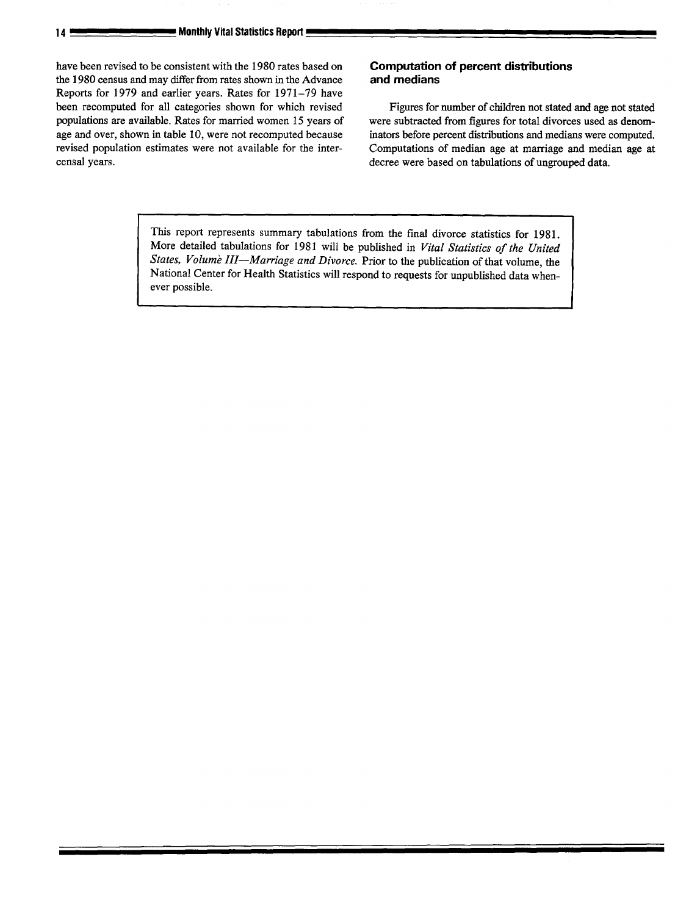have been revised to be consistent with the 1980 rates based on the 1980 census and may differ from rates shown in the Advance Reports for 1979 and earlier years. Rates for 1971–79 have been recomputed for all categories shown for which revised populations are available. Rates for married women 15 years of age and over, shown in table 10, were not recomputed because revised population estimates were not available for the intercensal years.

## Computation of percent distributions and medians

Figures for number of children not stated and age not stated were subtracted from figures for total divorces used as denominators before percent distributions and medians were computed. Computations of median age at marriage and median age at decree were based on tabulations of ungrouped data.

This report represents summary tabulations from the final divorce statistics for 1981. More detailed tabulations for 1981 will be published in *Vital Statistics of the United States, Volume III—Marriage and Divorce.* Prior to the publication of that volume, the National Center for Health Statistics will respond to requests for unpublished data whenever possible.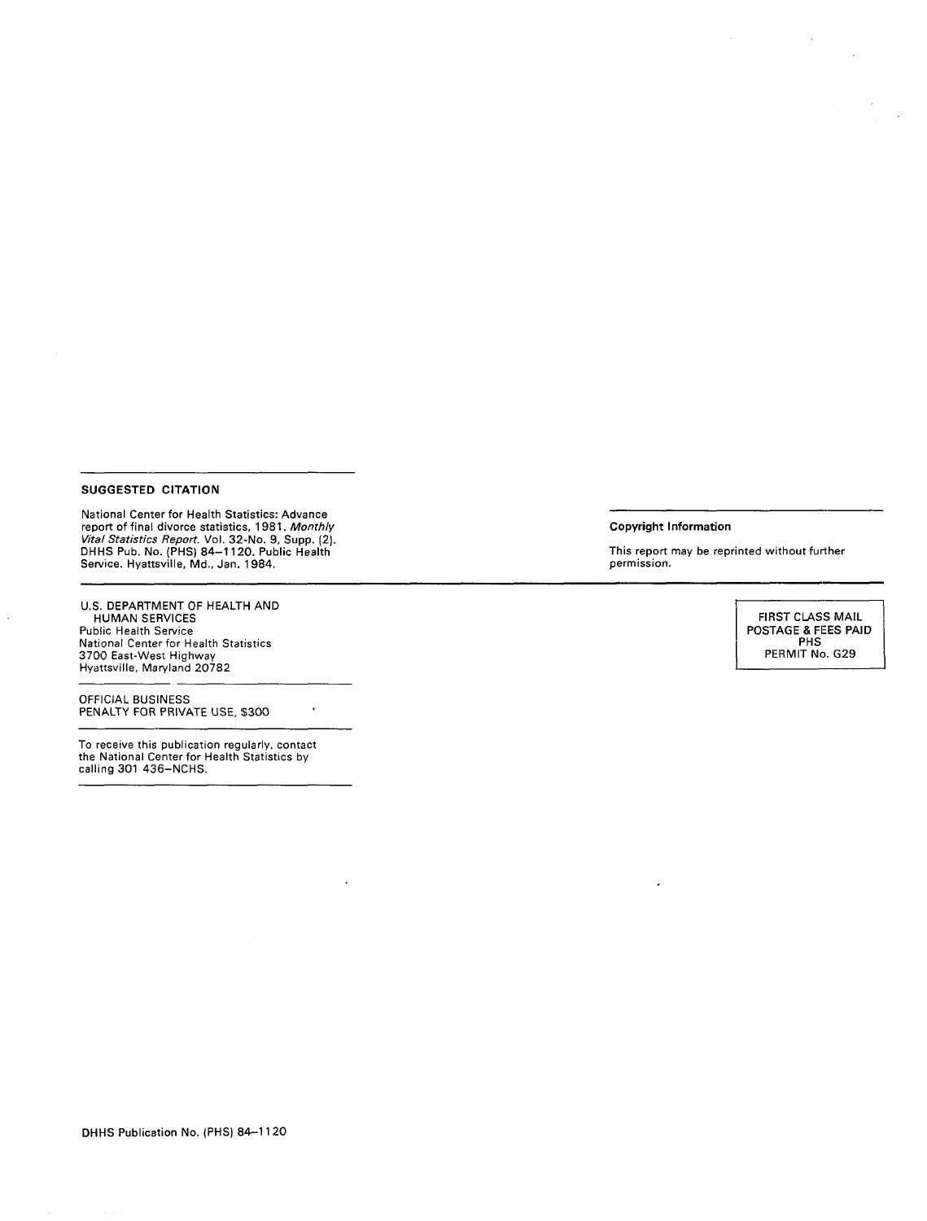**SUGGESTED CITATION**

National Center for Health Statistics: Advance report of final divorce statistics, 1981. *Monthly Vital Statistics Report.* Vol. 32-No. 9, Supp. (2). DHHS Pub. No. (PHS) 84–1120. Public Health Service. Hyattsville, Md., Jan. 1984.

**Copyright Information**

This report may be reprinted without further permission.

U.S. DEPARTMENT OF HEALTH AND HUMAN SERVICES
Public Health Service
National Center for Health Statistics
3700 East-West Highway
Hyattsville, Maryland 20782

OFFICIAL BUSINESS
PENALTY FOR PRIVATE USE, $300

To receive this publication regularly, contact the National Center for Health Statistics by calling 301 436–NCHS.

FIRST CLASS MAIL
POSTAGE & FEES PAID
PHS
PERMIT No. G29

DHHS Publication No. (PHS) 84–1120